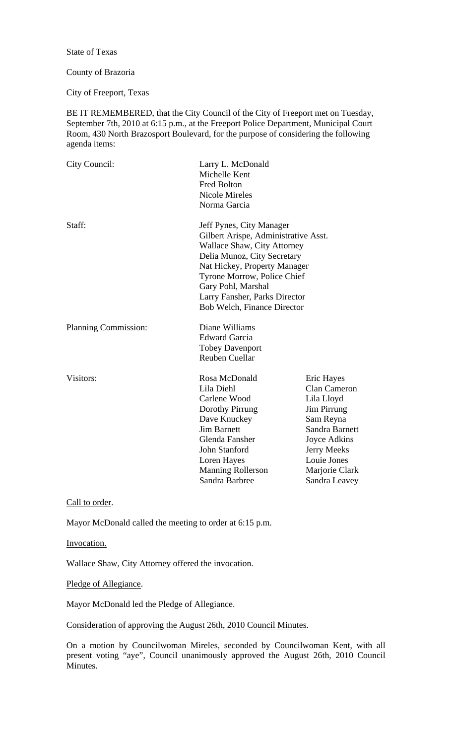State of Texas

County of Brazoria

City of Freeport, Texas

BE IT REMEMBERED, that the City Council of the City of Freeport met on Tuesday, September 7th, 2010 at 6:15 p.m., at the Freeport Police Department, Municipal Court Room, 430 North Brazosport Boulevard, for the purpose of considering the following agenda items:

| | | |
|---|---|---|
| City Council: | Larry L. McDonald<br>Michelle Kent<br>Fred Bolton<br>Nicole Mireles<br>Norma Garcia | |
| Staff: | Jeff Pynes, City Manager<br>Gilbert Arispe, Administrative Asst.<br>Wallace Shaw, City Attorney<br>Delia Munoz, City Secretary<br>Nat Hickey, Property Manager<br>Tyrone Morrow, Police Chief<br>Gary Pohl, Marshal<br>Larry Fansher, Parks Director<br>Bob Welch, Finance Director | |
| Planning Commission: | Diane Williams<br>Edward Garcia<br>Tobey Davenport<br>Reuben Cuellar | |
| Visitors: | Rosa McDonald<br>Lila Diehl<br>Carlene Wood<br>Dorothy Pirrung<br>Dave Knuckey<br>Jim Barnett<br>Glenda Fansher<br>John Stanford<br>Loren Hayes<br>Manning Rollerson<br>Sandra Barbree | Eric Hayes<br>Clan Cameron<br>Lila Lloyd<br>Jim Pirrung<br>Sam Reyna<br>Sandra Barnett<br>Joyce Adkins<br>Jerry Meeks<br>Louie Jones<br>Marjorie Clark<br>Sandra Leavey |

Call to order.

Mayor McDonald called the meeting to order at 6:15 p.m.

Invocation.

Wallace Shaw, City Attorney offered the invocation.

Pledge of Allegiance.

Mayor McDonald led the Pledge of Allegiance.

Consideration of approving the August 26th, 2010 Council Minutes.

On a motion by Councilwoman Mireles, seconded by Councilwoman Kent, with all present voting "aye", Council unanimously approved the August 26th, 2010 Council Minutes.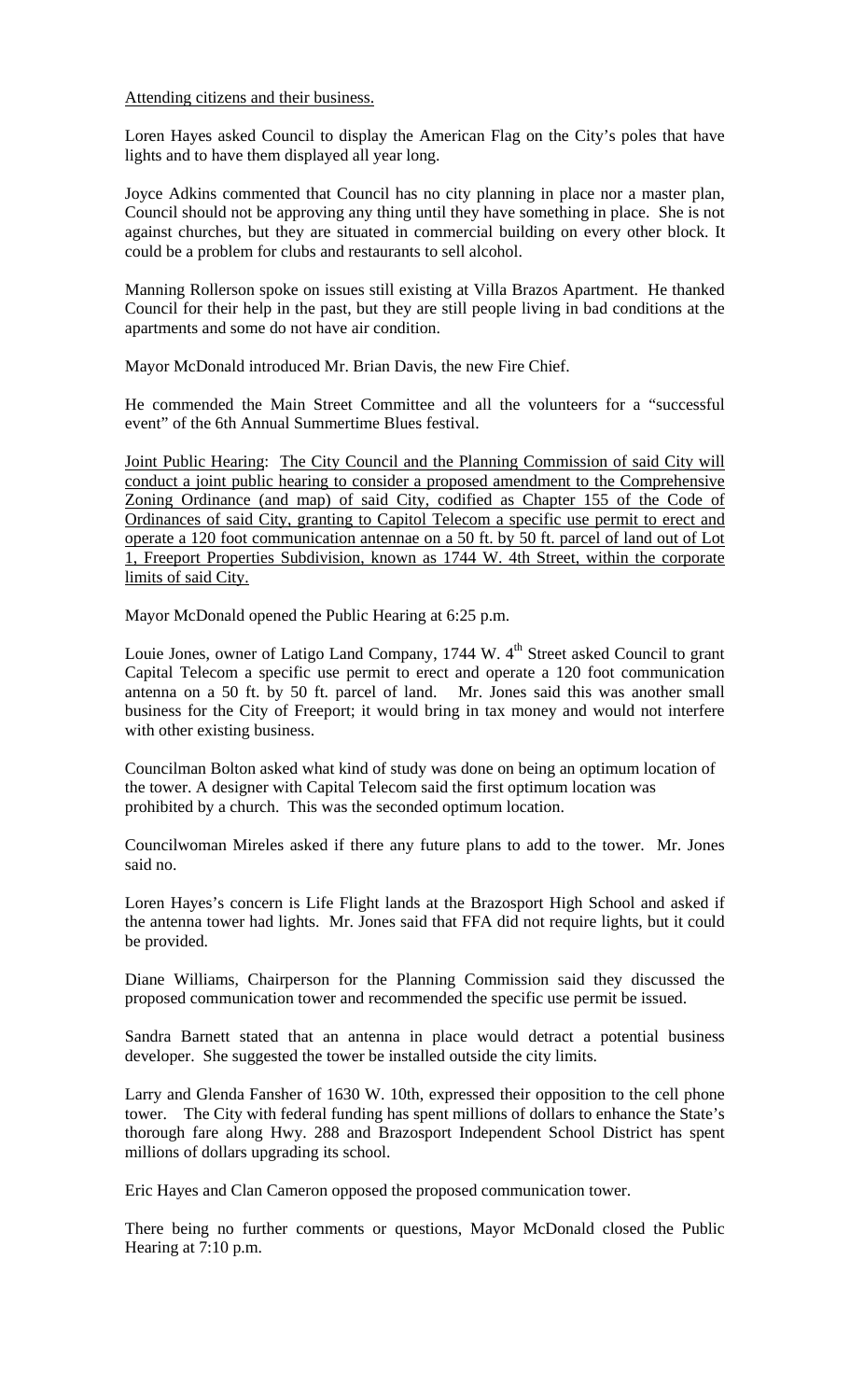Attending citizens and their business.

Loren Hayes asked Council to display the American Flag on the City's poles that have lights and to have them displayed all year long.

Joyce Adkins commented that Council has no city planning in place nor a master plan, Council should not be approving any thing until they have something in place. She is not against churches, but they are situated in commercial building on every other block. It could be a problem for clubs and restaurants to sell alcohol.

Manning Rollerson spoke on issues still existing at Villa Brazos Apartment. He thanked Council for their help in the past, but they are still people living in bad conditions at the apartments and some do not have air condition.

Mayor McDonald introduced Mr. Brian Davis, the new Fire Chief.

He commended the Main Street Committee and all the volunteers for a "successful event" of the 6th Annual Summertime Blues festival.

Joint Public Hearing: The City Council and the Planning Commission of said City will conduct a joint public hearing to consider a proposed amendment to the Comprehensive Zoning Ordinance (and map) of said City, codified as Chapter 155 of the Code of Ordinances of said City, granting to Capitol Telecom a specific use permit to erect and operate a 120 foot communication antennae on a 50 ft. by 50 ft. parcel of land out of Lot 1, Freeport Properties Subdivision, known as 1744 W. 4th Street, within the corporate limits of said City.

Mayor McDonald opened the Public Hearing at 6:25 p.m.

Louie Jones, owner of Latigo Land Company, 1744 W. 4th Street asked Council to grant Capital Telecom a specific use permit to erect and operate a 120 foot communication antenna on a 50 ft. by 50 ft. parcel of land. Mr. Jones said this was another small business for the City of Freeport; it would bring in tax money and would not interfere with other existing business.

Councilman Bolton asked what kind of study was done on being an optimum location of the tower. A designer with Capital Telecom said the first optimum location was prohibited by a church. This was the seconded optimum location.

Councilwoman Mireles asked if there any future plans to add to the tower. Mr. Jones said no.

Loren Hayes's concern is Life Flight lands at the Brazosport High School and asked if the antenna tower had lights. Mr. Jones said that FFA did not require lights, but it could be provided.

Diane Williams, Chairperson for the Planning Commission said they discussed the proposed communication tower and recommended the specific use permit be issued.

Sandra Barnett stated that an antenna in place would detract a potential business developer. She suggested the tower be installed outside the city limits.

Larry and Glenda Fansher of 1630 W. 10th, expressed their opposition to the cell phone tower. The City with federal funding has spent millions of dollars to enhance the State's thorough fare along Hwy. 288 and Brazosport Independent School District has spent millions of dollars upgrading its school.

Eric Hayes and Clan Cameron opposed the proposed communication tower.

There being no further comments or questions, Mayor McDonald closed the Public Hearing at 7:10 p.m.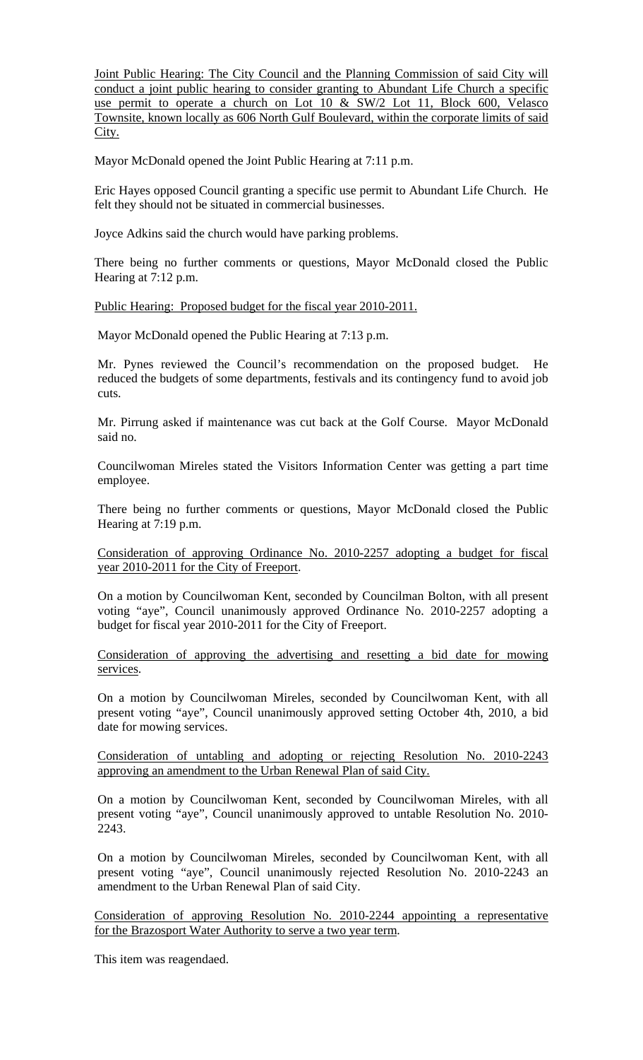Joint Public Hearing: The City Council and the Planning Commission of said City will conduct a joint public hearing to consider granting to Abundant Life Church a specific use permit to operate a church on Lot 10 & SW/2 Lot 11, Block 600, Velasco Townsite, known locally as 606 North Gulf Boulevard, within the corporate limits of said City.

Mayor McDonald opened the Joint Public Hearing at 7:11 p.m.

Eric Hayes opposed Council granting a specific use permit to Abundant Life Church. He felt they should not be situated in commercial businesses.

Joyce Adkins said the church would have parking problems.

There being no further comments or questions, Mayor McDonald closed the Public Hearing at 7:12 p.m.

Public Hearing: Proposed budget for the fiscal year 2010-2011.

Mayor McDonald opened the Public Hearing at 7:13 p.m.

Mr. Pynes reviewed the Council's recommendation on the proposed budget. He reduced the budgets of some departments, festivals and its contingency fund to avoid job cuts.

Mr. Pirrung asked if maintenance was cut back at the Golf Course. Mayor McDonald said no.

Councilwoman Mireles stated the Visitors Information Center was getting a part time employee.

There being no further comments or questions, Mayor McDonald closed the Public Hearing at 7:19 p.m.

Consideration of approving Ordinance No. 2010-2257 adopting a budget for fiscal year 2010-2011 for the City of Freeport.

On a motion by Councilwoman Kent, seconded by Councilman Bolton, with all present voting "aye", Council unanimously approved Ordinance No. 2010-2257 adopting a budget for fiscal year 2010-2011 for the City of Freeport.

Consideration of approving the advertising and resetting a bid date for mowing services.

On a motion by Councilwoman Mireles, seconded by Councilwoman Kent, with all present voting "aye", Council unanimously approved setting October 4th, 2010, a bid date for mowing services.

Consideration of untabling and adopting or rejecting Resolution No. 2010-2243 approving an amendment to the Urban Renewal Plan of said City.

On a motion by Councilwoman Kent, seconded by Councilwoman Mireles, with all present voting "aye", Council unanimously approved to untable Resolution No. 2010-2243.

On a motion by Councilwoman Mireles, seconded by Councilwoman Kent, with all present voting "aye", Council unanimously rejected Resolution No. 2010-2243 an amendment to the Urban Renewal Plan of said City.

Consideration of approving Resolution No. 2010-2244 appointing a representative for the Brazosport Water Authority to serve a two year term.

This item was reagendaed.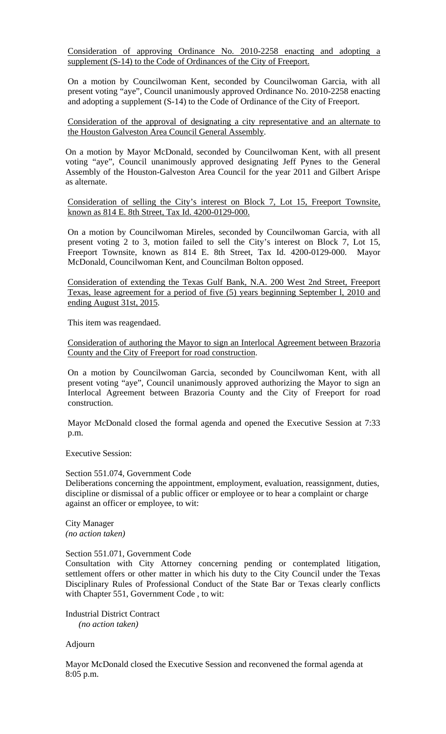Consideration of approving Ordinance No. 2010-2258 enacting and adopting a supplement (S-14) to the Code of Ordinances of the City of Freeport.

On a motion by Councilwoman Kent, seconded by Councilwoman Garcia, with all present voting "aye", Council unanimously approved Ordinance No. 2010-2258 enacting and adopting a supplement (S-14) to the Code of Ordinance of the City of Freeport.

Consideration of the approval of designating a city representative and an alternate to the Houston Galveston Area Council General Assembly.

On a motion by Mayor McDonald, seconded by Councilwoman Kent, with all present voting "aye", Council unanimously approved designating Jeff Pynes to the General Assembly of the Houston-Galveston Area Council for the year 2011 and Gilbert Arispe as alternate.

Consideration of selling the City's interest on Block 7, Lot 15, Freeport Townsite, known as 814 E. 8th Street, Tax Id. 4200-0129-000.

On a motion by Councilwoman Mireles, seconded by Councilwoman Garcia, with all present voting 2 to 3, motion failed to sell the City's interest on Block 7, Lot 15, Freeport Townsite, known as 814 E. 8th Street, Tax Id. 4200-0129-000. Mayor McDonald, Councilwoman Kent, and Councilman Bolton opposed.

Consideration of extending the Texas Gulf Bank, N.A. 200 West 2nd Street, Freeport Texas, lease agreement for a period of five (5) years beginning September l, 2010 and ending August 31st, 2015.

This item was reagendaed.

Consideration of authoring the Mayor to sign an Interlocal Agreement between Brazoria County and the City of Freeport for road construction.

On a motion by Councilwoman Garcia, seconded by Councilwoman Kent, with all present voting "aye", Council unanimously approved authorizing the Mayor to sign an Interlocal Agreement between Brazoria County and the City of Freeport for road construction.

Mayor McDonald closed the formal agenda and opened the Executive Session at 7:33 p.m.

Executive Session:

Section 551.074, Government Code
Deliberations concerning the appointment, employment, evaluation, reassignment, duties, discipline or dismissal of a public officer or employee or to hear a complaint or charge against an officer or employee, to wit:

City Manager
*(no action taken)*

Section 551.071, Government Code
Consultation with City Attorney concerning pending or contemplated litigation, settlement offers or other matter in which his duty to the City Council under the Texas Disciplinary Rules of Professional Conduct of the State Bar or Texas clearly conflicts with Chapter 551, Government Code , to wit:

Industrial District Contract
*(no action taken)*

Adjourn

Mayor McDonald closed the Executive Session and reconvened the formal agenda at 8:05 p.m.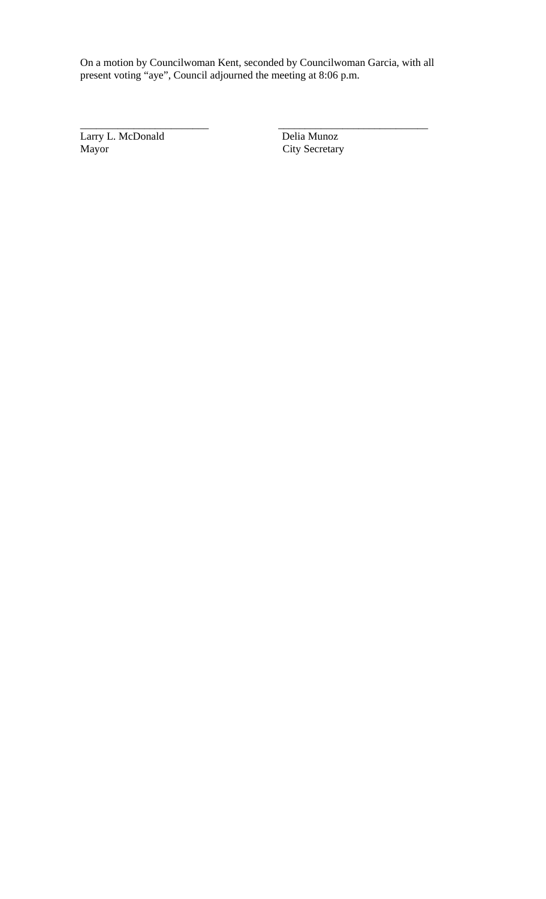On a motion by Councilwoman Kent, seconded by Councilwoman Garcia, with all present voting "aye", Council adjourned the meeting at 8:06 p.m.

| | |
|---|---|
| ________________________ | ____________________________ |
| Larry L. McDonald | Delia Munoz |
| Mayor | City Secretary |